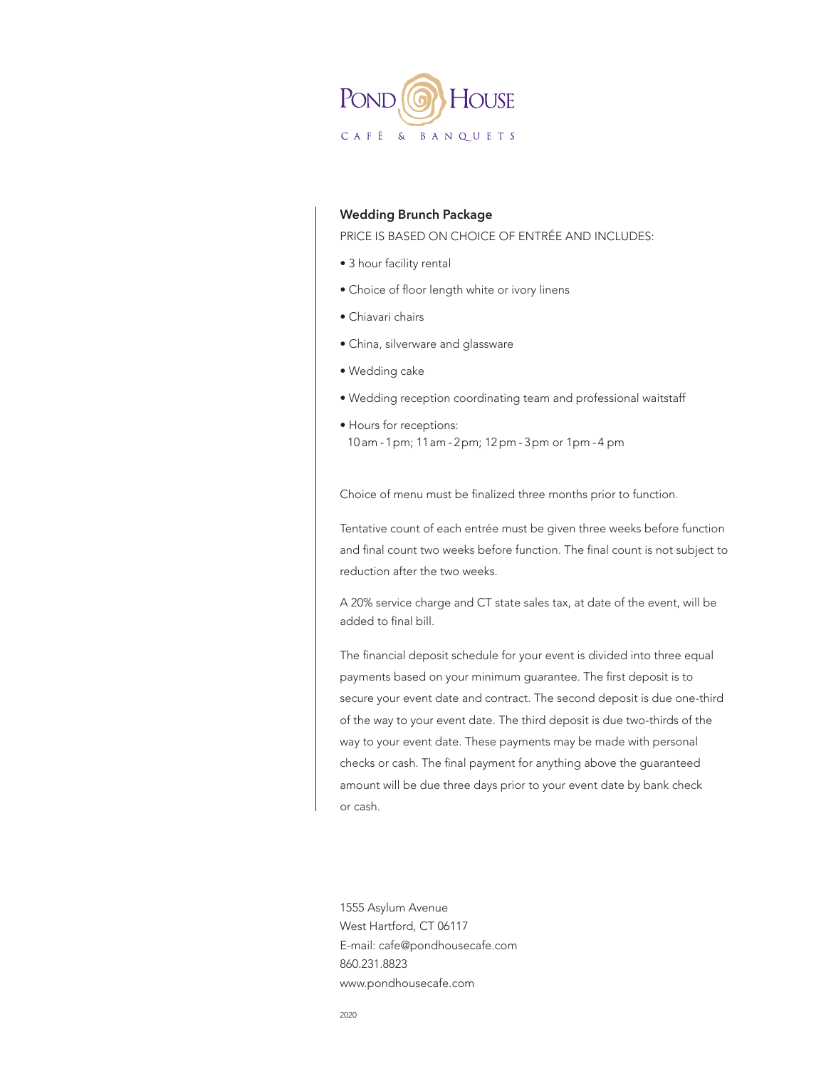# Pond House

CAFÉ & BANQUETS

## Wedding Brunch Package

PRICE IS BASED ON CHOICE OF ENTRÉE AND INCLUDES:

- 3 hour facility rental
- Choice of floor length white or ivory linens
- Chiavari chairs
- China, silverware and glassware
- Wedding cake
- Wedding reception coordinating team and professional waitstaff
- Hours for receptions:
  10 am - 1 pm; 11 am - 2 pm; 12 pm - 3 pm or 1 pm - 4 pm

Choice of menu must be finalized three months prior to function.

Tentative count of each entrée must be given three weeks before function and final count two weeks before function. The final count is not subject to reduction after the two weeks.

A 20% service charge and CT state sales tax, at date of the event, will be added to final bill.

The financial deposit schedule for your event is divided into three equal payments based on your minimum guarantee. The first deposit is to secure your event date and contract. The second deposit is due one-third of the way to your event date. The third deposit is due two-thirds of the way to your event date. These payments may be made with personal checks or cash. The final payment for anything above the guaranteed amount will be due three days prior to your event date by bank check or cash.

1555 Asylum Avenue
West Hartford, CT 06117
E-mail: cafe@pondhousecafe.com
860.231.8823
www.pondhousecafe.com

2020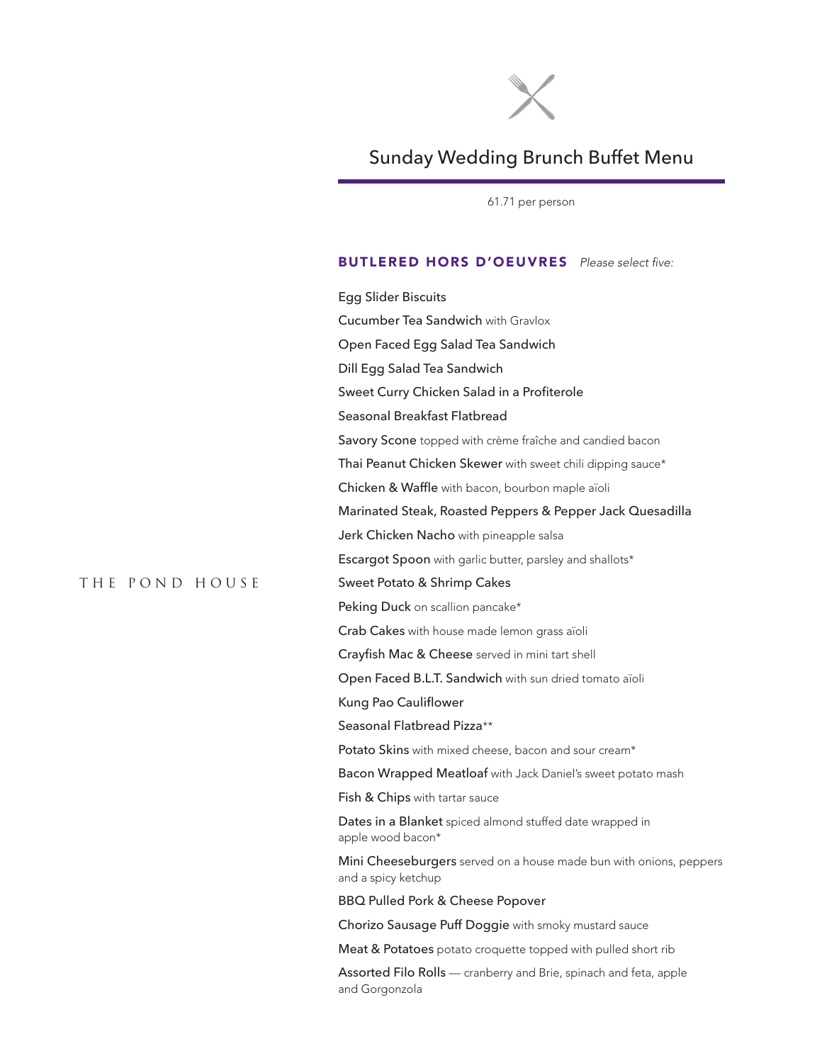THE POND HOUSE

# Sunday Wedding Brunch Buffet Menu

61.71 per person

## BUTLERED HORS D'OEUVRES *Please select five:*

Egg Slider Biscuits

Cucumber Tea Sandwich with Gravlox

Open Faced Egg Salad Tea Sandwich

Dill Egg Salad Tea Sandwich

Sweet Curry Chicken Salad in a Profiterole

Seasonal Breakfast Flatbread

Savory Scone topped with crème fraîche and candied bacon

Thai Peanut Chicken Skewer with sweet chili dipping sauce*

Chicken & Waffle with bacon, bourbon maple aïoli

Marinated Steak, Roasted Peppers & Pepper Jack Quesadilla

Jerk Chicken Nacho with pineapple salsa

Escargot Spoon with garlic butter, parsley and shallots*

Sweet Potato & Shrimp Cakes

Peking Duck on scallion pancake*

Crab Cakes with house made lemon grass aïoli

Crayfish Mac & Cheese served in mini tart shell

Open Faced B.L.T. Sandwich with sun dried tomato aïoli

Kung Pao Cauliflower

Seasonal Flatbread Pizza**

Potato Skins with mixed cheese, bacon and sour cream*

Bacon Wrapped Meatloaf with Jack Daniel's sweet potato mash

Fish & Chips with tartar sauce

Dates in a Blanket spiced almond stuffed date wrapped in apple wood bacon*

Mini Cheeseburgers served on a house made bun with onions, peppers and a spicy ketchup

BBQ Pulled Pork & Cheese Popover

Chorizo Sausage Puff Doggie with smoky mustard sauce

Meat & Potatoes potato croquette topped with pulled short rib

Assorted Filo Rolls — cranberry and Brie, spinach and feta, apple and Gorgonzola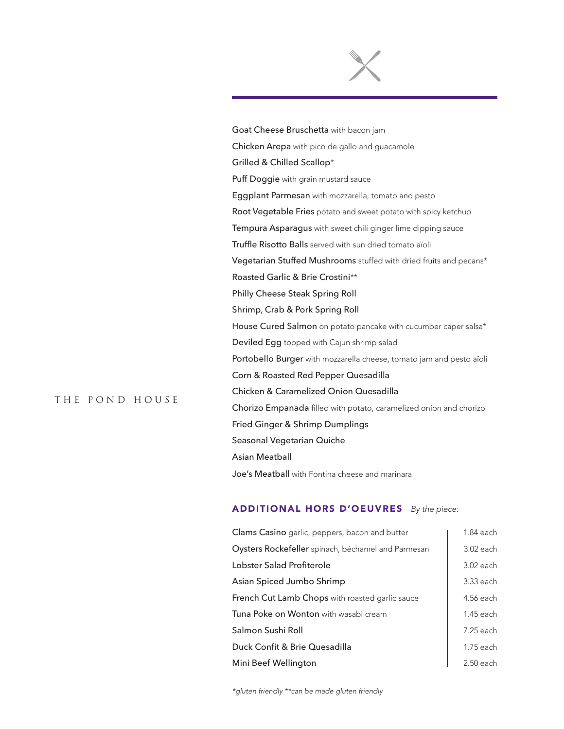THE POND HOUSE

**Goat Cheese Bruschetta** with bacon jam

**Chicken Arepa** with pico de gallo and guacamole

**Grilled & Chilled Scallop***

**Puff Doggie** with grain mustard sauce

**Eggplant Parmesan** with mozzarella, tomato and pesto

**Root Vegetable Fries** potato and sweet potato with spicy ketchup

**Tempura Asparagus** with sweet chili ginger lime dipping sauce

**Truffle Risotto Balls** served with sun dried tomato aïoli

**Vegetarian Stuffed Mushrooms** stuffed with dried fruits and pecans*

**Roasted Garlic & Brie Crostini****

**Philly Cheese Steak Spring Roll**

**Shrimp, Crab & Pork Spring Roll**

**House Cured Salmon** on potato pancake with cucumber caper salsa*

**Deviled Egg** topped with Cajun shrimp salad

**Portobello Burger** with mozzarella cheese, tomato jam and pesto aïoli

**Corn & Roasted Red Pepper Quesadilla**

**Chicken & Caramelized Onion Quesadilla**

**Chorizo Empanada** filled with potato, caramelized onion and chorizo

**Fried Ginger & Shrimp Dumplings**

**Seasonal Vegetarian Quiche**

**Asian Meatball**

**Joe's Meatball** with Fontina cheese and marinara

## ADDITIONAL HORS D'OEUVRES *By the piece:*

| Item | Price |
|---|---|
| **Clams Casino** garlic, peppers, bacon and butter | 1.84 each |
| **Oysters Rockefeller** spinach, béchamel and Parmesan | 3.02 each |
| **Lobster Salad Profiterole** | 3.02 each |
| **Asian Spiced Jumbo Shrimp** | 3.33 each |
| **French Cut Lamb Chops** with roasted garlic sauce | 4.56 each |
| **Tuna Poke on Wonton** with wasabi cream | 1.45 each |
| **Salmon Sushi Roll** | 7.25 each |
| **Duck Confit & Brie Quesadilla** | 1.75 each |
| **Mini Beef Wellington** | 2.50 each |

*\*gluten friendly \*\*can be made gluten friendly*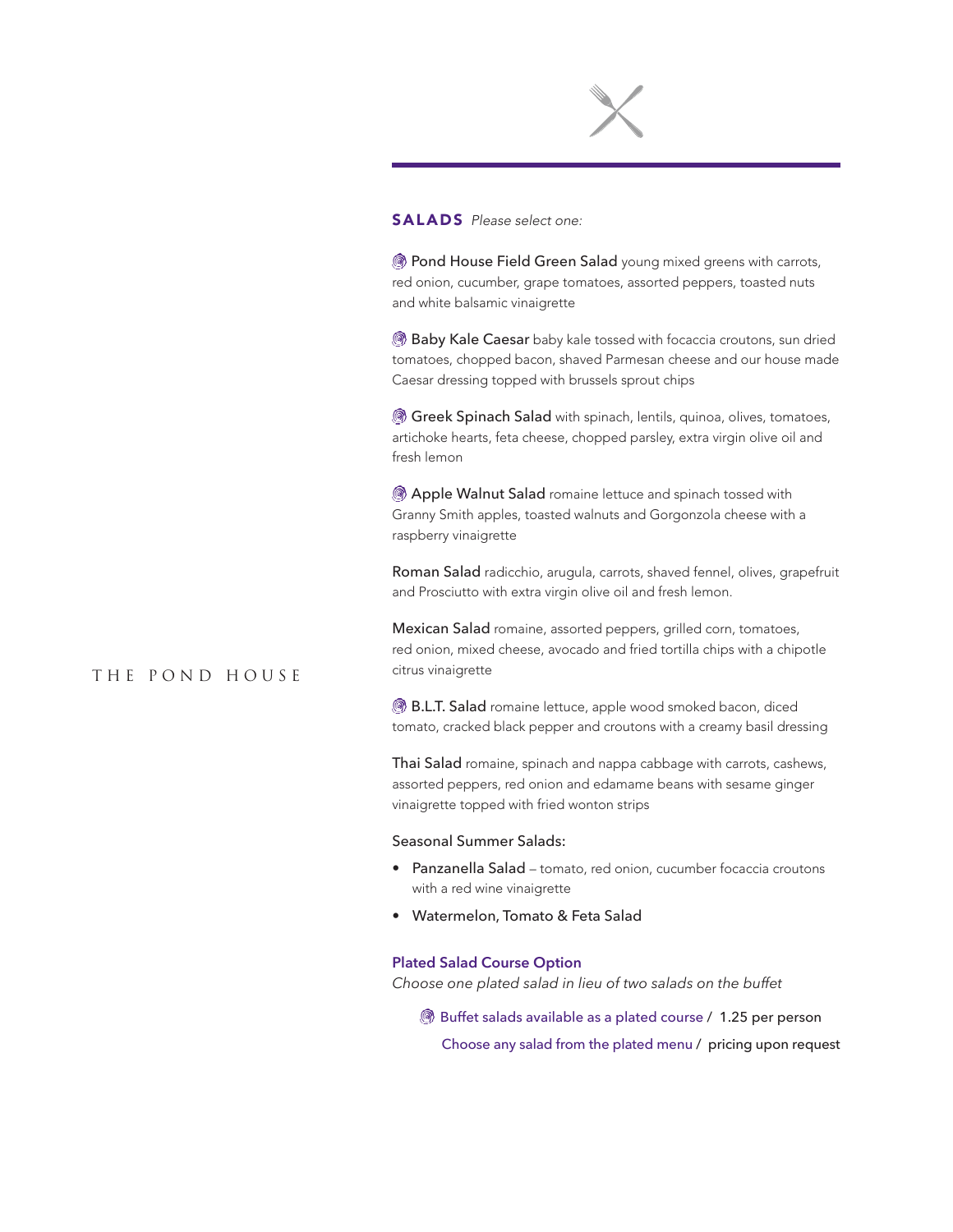## SALADS *Please select one:*

**Pond House Field Green Salad** young mixed greens with carrots, red onion, cucumber, grape tomatoes, assorted peppers, toasted nuts and white balsamic vinaigrette

**Baby Kale Caesar** baby kale tossed with focaccia croutons, sun dried tomatoes, chopped bacon, shaved Parmesan cheese and our house made Caesar dressing topped with brussels sprout chips

**Greek Spinach Salad** with spinach, lentils, quinoa, olives, tomatoes, artichoke hearts, feta cheese, chopped parsley, extra virgin olive oil and fresh lemon

**Apple Walnut Salad** romaine lettuce and spinach tossed with Granny Smith apples, toasted walnuts and Gorgonzola cheese with a raspberry vinaigrette

**Roman Salad** radicchio, arugula, carrots, shaved fennel, olives, grapefruit and Prosciutto with extra virgin olive oil and fresh lemon.

**Mexican Salad** romaine, assorted peppers, grilled corn, tomatoes, red onion, mixed cheese, avocado and fried tortilla chips with a chipotle citrus vinaigrette

**B.L.T. Salad** romaine lettuce, apple wood smoked bacon, diced tomato, cracked black pepper and croutons with a creamy basil dressing

**Thai Salad** romaine, spinach and nappa cabbage with carrots, cashews, assorted peppers, red onion and edamame beans with sesame ginger vinaigrette topped with fried wonton strips

Seasonal Summer Salads:

- **Panzanella Salad** – tomato, red onion, cucumber focaccia croutons with a red wine vinaigrette
- **Watermelon, Tomato & Feta Salad**

### Plated Salad Course Option

*Choose one plated salad in lieu of two salads on the buffet*

Buffet salads available as a plated course / 1.25 per person

Choose any salad from the plated menu / pricing upon request

THE POND HOUSE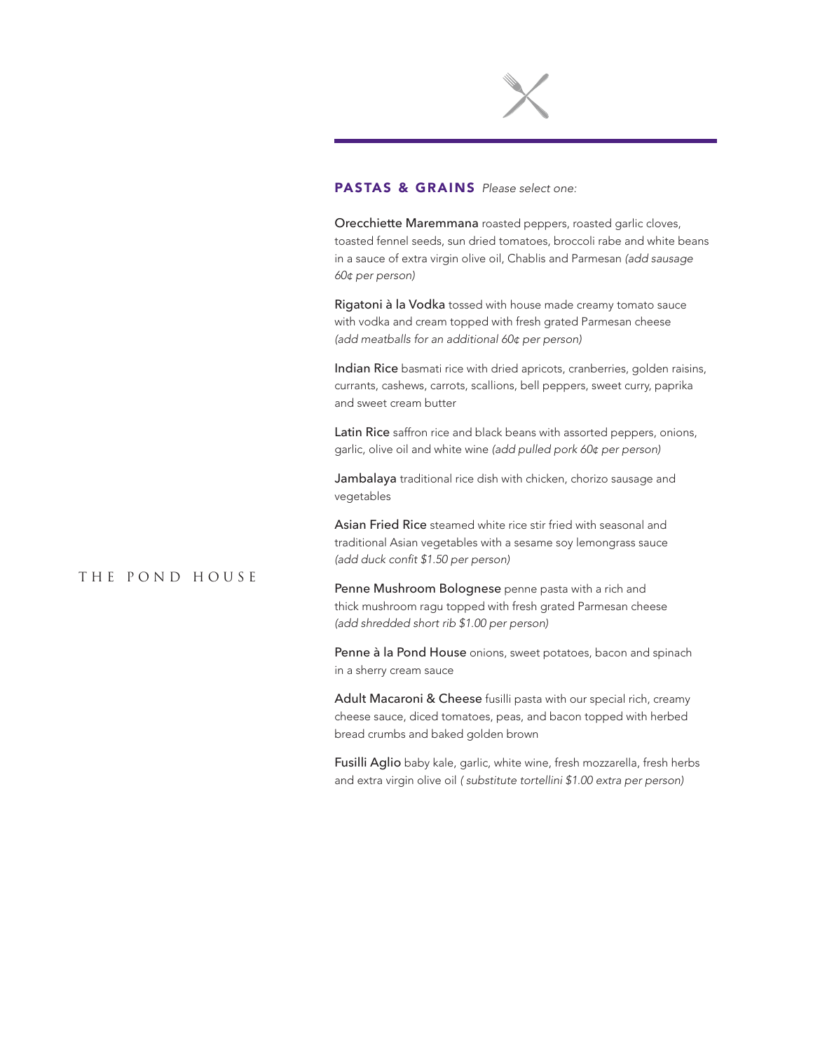THE POND HOUSE

## PASTAS & GRAINS *Please select one:*

**Orecchiette Maremmana** roasted peppers, roasted garlic cloves, toasted fennel seeds, sun dried tomatoes, broccoli rabe and white beans in a sauce of extra virgin olive oil, Chablis and Parmesan *(add sausage 60¢ per person)*

**Rigatoni à la Vodka** tossed with house made creamy tomato sauce with vodka and cream topped with fresh grated Parmesan cheese *(add meatballs for an additional 60¢ per person)*

**Indian Rice** basmati rice with dried apricots, cranberries, golden raisins, currants, cashews, carrots, scallions, bell peppers, sweet curry, paprika and sweet cream butter

**Latin Rice** saffron rice and black beans with assorted peppers, onions, garlic, olive oil and white wine *(add pulled pork 60¢ per person)*

**Jambalaya** traditional rice dish with chicken, chorizo sausage and vegetables

**Asian Fried Rice** steamed white rice stir fried with seasonal and traditional Asian vegetables with a sesame soy lemongrass sauce *(add duck confit $1.50 per person)*

**Penne Mushroom Bolognese** penne pasta with a rich and thick mushroom ragu topped with fresh grated Parmesan cheese *(add shredded short rib $1.00 per person)*

**Penne à la Pond House** onions, sweet potatoes, bacon and spinach in a sherry cream sauce

**Adult Macaroni & Cheese** fusilli pasta with our special rich, creamy cheese sauce, diced tomatoes, peas, and bacon topped with herbed bread crumbs and baked golden brown

**Fusilli Aglio** baby kale, garlic, white wine, fresh mozzarella, fresh herbs and extra virgin olive oil *( substitute tortellini $1.00 extra per person)*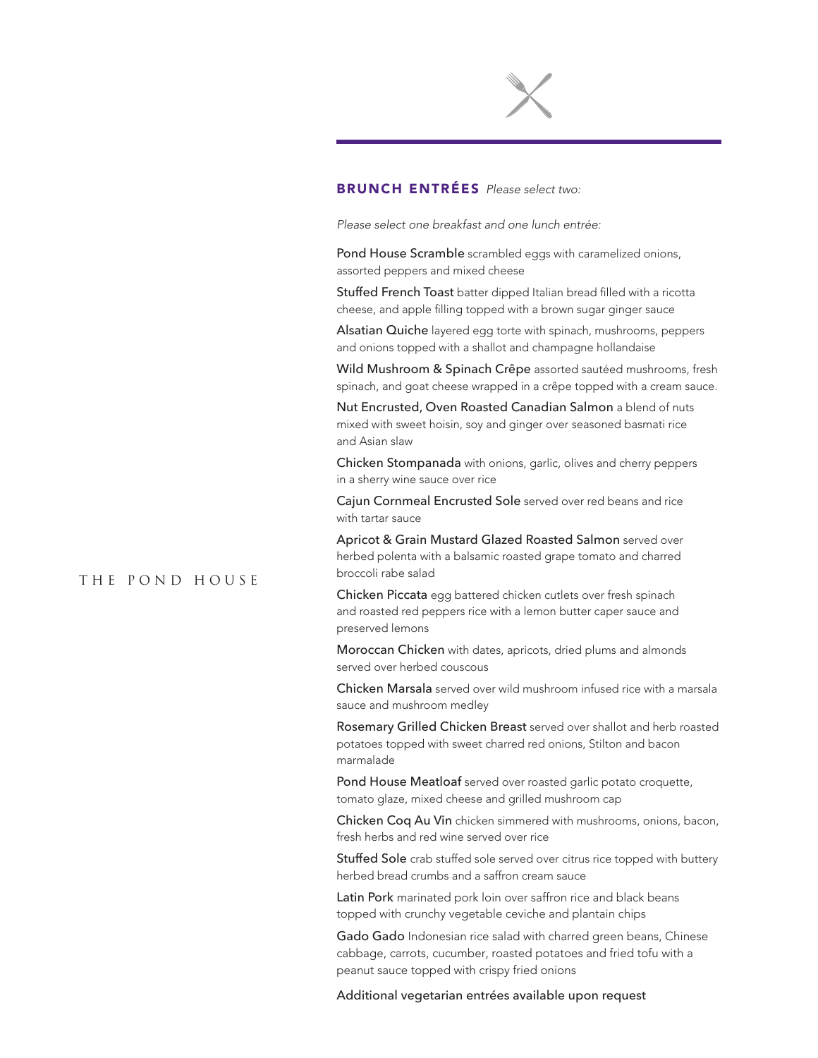THE POND HOUSE

## BRUNCH ENTRÉES *Please select two:*

*Please select one breakfast and one lunch entrée:*

**Pond House Scramble** scrambled eggs with caramelized onions, assorted peppers and mixed cheese

**Stuffed French Toast** batter dipped Italian bread filled with a ricotta cheese, and apple filling topped with a brown sugar ginger sauce

**Alsatian Quiche** layered egg torte with spinach, mushrooms, peppers and onions topped with a shallot and champagne hollandaise

**Wild Mushroom & Spinach Crêpe** assorted sautéed mushrooms, fresh spinach, and goat cheese wrapped in a crêpe topped with a cream sauce.

**Nut Encrusted, Oven Roasted Canadian Salmon** a blend of nuts mixed with sweet hoisin, soy and ginger over seasoned basmati rice and Asian slaw

**Chicken Stompanada** with onions, garlic, olives and cherry peppers in a sherry wine sauce over rice

**Cajun Cornmeal Encrusted Sole** served over red beans and rice with tartar sauce

**Apricot & Grain Mustard Glazed Roasted Salmon** served over herbed polenta with a balsamic roasted grape tomato and charred broccoli rabe salad

**Chicken Piccata** egg battered chicken cutlets over fresh spinach and roasted red peppers rice with a lemon butter caper sauce and preserved lemons

**Moroccan Chicken** with dates, apricots, dried plums and almonds served over herbed couscous

**Chicken Marsala** served over wild mushroom infused rice with a marsala sauce and mushroom medley

**Rosemary Grilled Chicken Breast** served over shallot and herb roasted potatoes topped with sweet charred red onions, Stilton and bacon marmalade

**Pond House Meatloaf** served over roasted garlic potato croquette, tomato glaze, mixed cheese and grilled mushroom cap

**Chicken Coq Au Vin** chicken simmered with mushrooms, onions, bacon, fresh herbs and red wine served over rice

**Stuffed Sole** crab stuffed sole served over citrus rice topped with buttery herbed bread crumbs and a saffron cream sauce

**Latin Pork** marinated pork loin over saffron rice and black beans topped with crunchy vegetable ceviche and plantain chips

**Gado Gado** Indonesian rice salad with charred green beans, Chinese cabbage, carrots, cucumber, roasted potatoes and fried tofu with a peanut sauce topped with crispy fried onions

Additional vegetarian entrées available upon request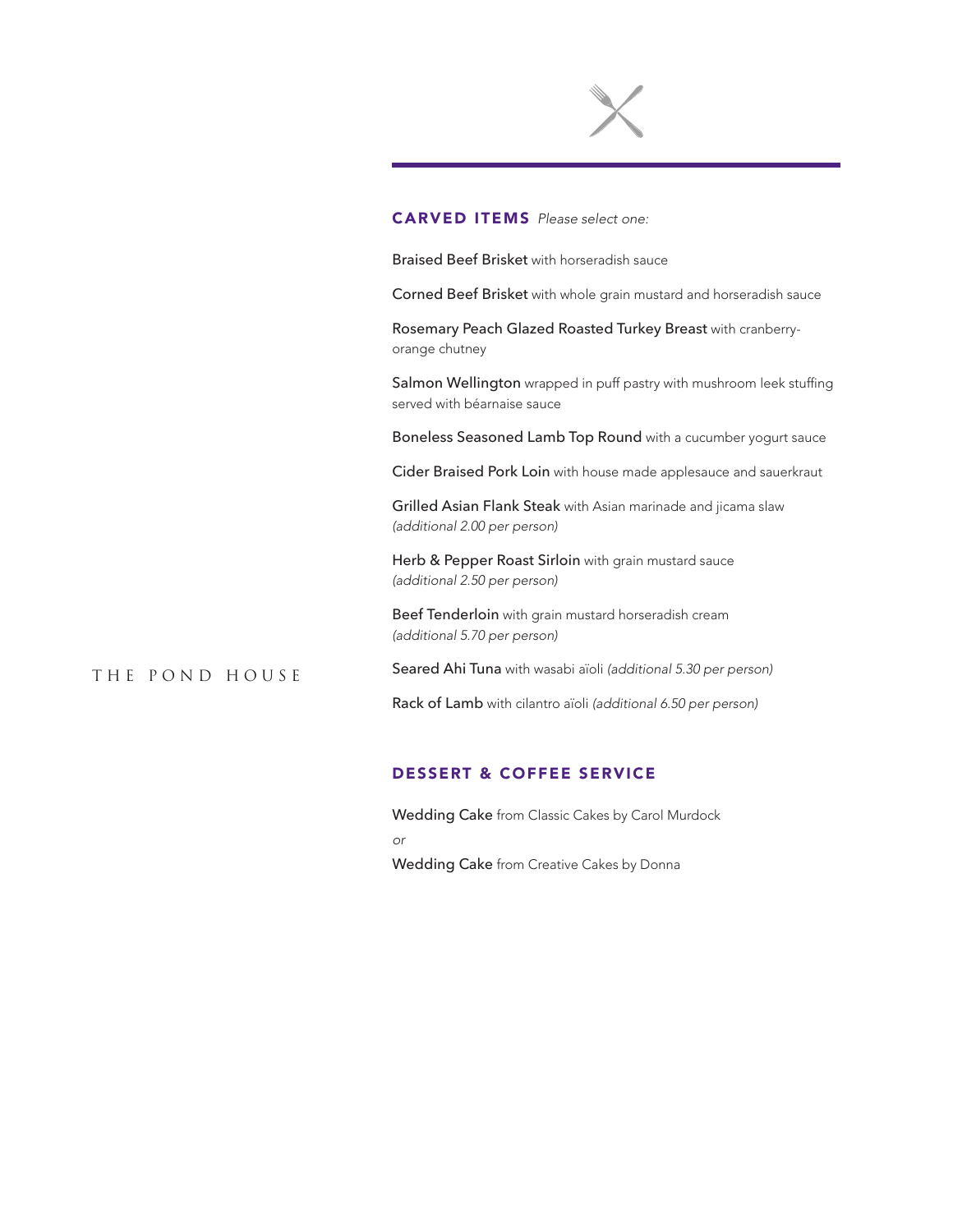THE POND HOUSE

## CARVED ITEMS *Please select one:*

**Braised Beef Brisket** with horseradish sauce

**Corned Beef Brisket** with whole grain mustard and horseradish sauce

**Rosemary Peach Glazed Roasted Turkey Breast** with cranberry-orange chutney

**Salmon Wellington** wrapped in puff pastry with mushroom leek stuffing served with béarnaise sauce

**Boneless Seasoned Lamb Top Round** with a cucumber yogurt sauce

**Cider Braised Pork Loin** with house made applesauce and sauerkraut

**Grilled Asian Flank Steak** with Asian marinade and jicama slaw
*(additional 2.00 per person)*

**Herb & Pepper Roast Sirloin** with grain mustard sauce
*(additional 2.50 per person)*

**Beef Tenderloin** with grain mustard horseradish cream
*(additional 5.70 per person)*

**Seared Ahi Tuna** with wasabi aïoli *(additional 5.30 per person)*

**Rack of Lamb** with cilantro aïoli *(additional 6.50 per person)*

## DESSERT & COFFEE SERVICE

**Wedding Cake** from Classic Cakes by Carol Murdock

*or*

**Wedding Cake** from Creative Cakes by Donna